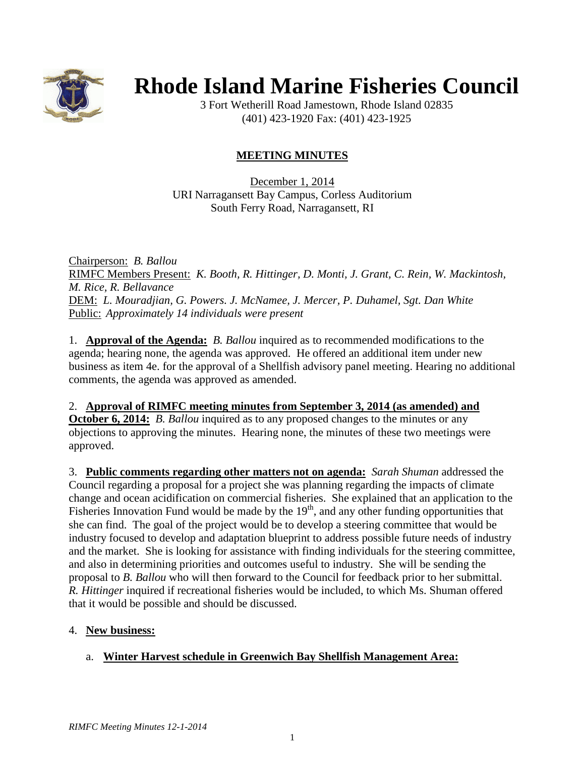# Rhode Island Marine Fisheries Council

3 Fort Wetherill Road Jamestown, Rhode Island 02835
(401) 423-1920 Fax: (401) 423-1925

## MEETING MINUTES

December 1, 2014
URI Narragansett Bay Campus, Corless Auditorium
South Ferry Road, Narragansett, RI

Chairperson: *B. Ballou*
RIMFC Members Present: *K. Booth, R. Hittinger, D. Monti, J. Grant, C. Rein, W. Mackintosh, M. Rice, R. Bellavance*
DEM: *L. Mouradjian, G. Powers. J. McNamee, J. Mercer, P. Duhamel, Sgt. Dan White*
Public: *Approximately 14 individuals were present*

1. **Approval of the Agenda:** *B. Ballou* inquired as to recommended modifications to the agenda; hearing none, the agenda was approved. He offered an additional item under new business as item 4e. for the approval of a Shellfish advisory panel meeting. Hearing no additional comments, the agenda was approved as amended.

2. **Approval of RIMFC meeting minutes from September 3, 2014 (as amended) and October 6, 2014:** *B. Ballou* inquired as to any proposed changes to the minutes or any objections to approving the minutes. Hearing none, the minutes of these two meetings were approved.

3. **Public comments regarding other matters not on agenda:** *Sarah Shuman* addressed the Council regarding a proposal for a project she was planning regarding the impacts of climate change and ocean acidification on commercial fisheries. She explained that an application to the Fisheries Innovation Fund would be made by the 19th, and any other funding opportunities that she can find. The goal of the project would be to develop a steering committee that would be industry focused to develop and adaptation blueprint to address possible future needs of industry and the market. She is looking for assistance with finding individuals for the steering committee, and also in determining priorities and outcomes useful to industry. She will be sending the proposal to *B. Ballou* who will then forward to the Council for feedback prior to her submittal. *R. Hittinger* inquired if recreational fisheries would be included, to which Ms. Shuman offered that it would be possible and should be discussed.

4. **New business:**

   a. **Winter Harvest schedule in Greenwich Bay Shellfish Management Area:**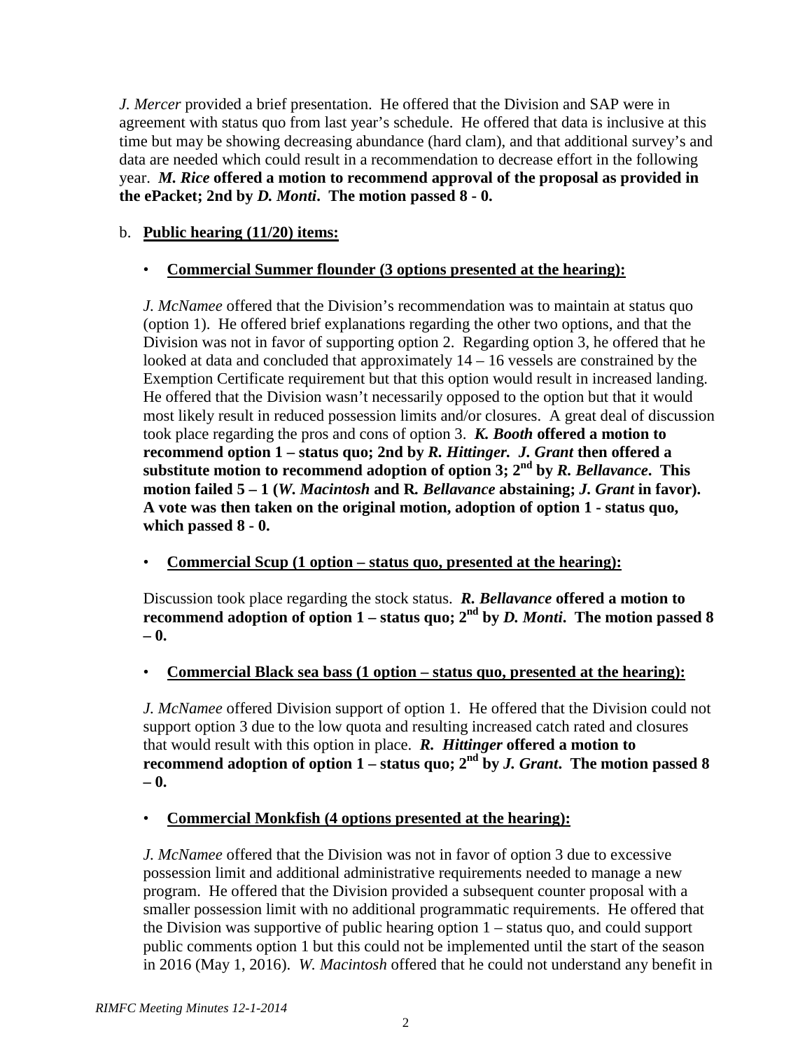*J. Mercer* provided a brief presentation. He offered that the Division and SAP were in agreement with status quo from last year's schedule. He offered that data is inclusive at this time but may be showing decreasing abundance (hard clam), and that additional survey's and data are needed which could result in a recommendation to decrease effort in the following year. ***M. Rice* offered a motion to recommend approval of the proposal as provided in the ePacket; 2nd by *D. Monti*. The motion passed 8 - 0.**

b. **Public hearing (11/20) items:**

- **Commercial Summer flounder (3 options presented at the hearing):**

  *J. McNamee* offered that the Division's recommendation was to maintain at status quo (option 1). He offered brief explanations regarding the other two options, and that the Division was not in favor of supporting option 2. Regarding option 3, he offered that he looked at data and concluded that approximately 14 – 16 vessels are constrained by the Exemption Certificate requirement but that this option would result in increased landing. He offered that the Division wasn't necessarily opposed to the option but that it would most likely result in reduced possession limits and/or closures. A great deal of discussion took place regarding the pros and cons of option 3. ***K. Booth* offered a motion to recommend option 1 – status quo; 2nd by *R. Hittinger*. *J. Grant* then offered a substitute motion to recommend adoption of option 3; 2nd by *R. Bellavance*. This motion failed 5 – 1 (*W. Macintosh* and R. *Bellavance* abstaining; *J. Grant* in favor). A vote was then taken on the original motion, adoption of option 1 - status quo, which passed 8 - 0.**

- **Commercial Scup (1 option – status quo, presented at the hearing):**

  Discussion took place regarding the stock status. ***R. Bellavance* offered a motion to recommend adoption of option 1 – status quo; 2nd by *D. Monti*. The motion passed 8 – 0.**

- **Commercial Black sea bass (1 option – status quo, presented at the hearing):**

  *J. McNamee* offered Division support of option 1. He offered that the Division could not support option 3 due to the low quota and resulting increased catch rated and closures that would result with this option in place. ***R. Hittinger* offered a motion to recommend adoption of option 1 – status quo; 2nd by *J. Grant*. The motion passed 8 – 0.**

- **Commercial Monkfish (4 options presented at the hearing):**

  *J. McNamee* offered that the Division was not in favor of option 3 due to excessive possession limit and additional administrative requirements needed to manage a new program. He offered that the Division provided a subsequent counter proposal with a smaller possession limit with no additional programmatic requirements. He offered that the Division was supportive of public hearing option 1 – status quo, and could support public comments option 1 but this could not be implemented until the start of the season in 2016 (May 1, 2016). *W. Macintosh* offered that he could not understand any benefit in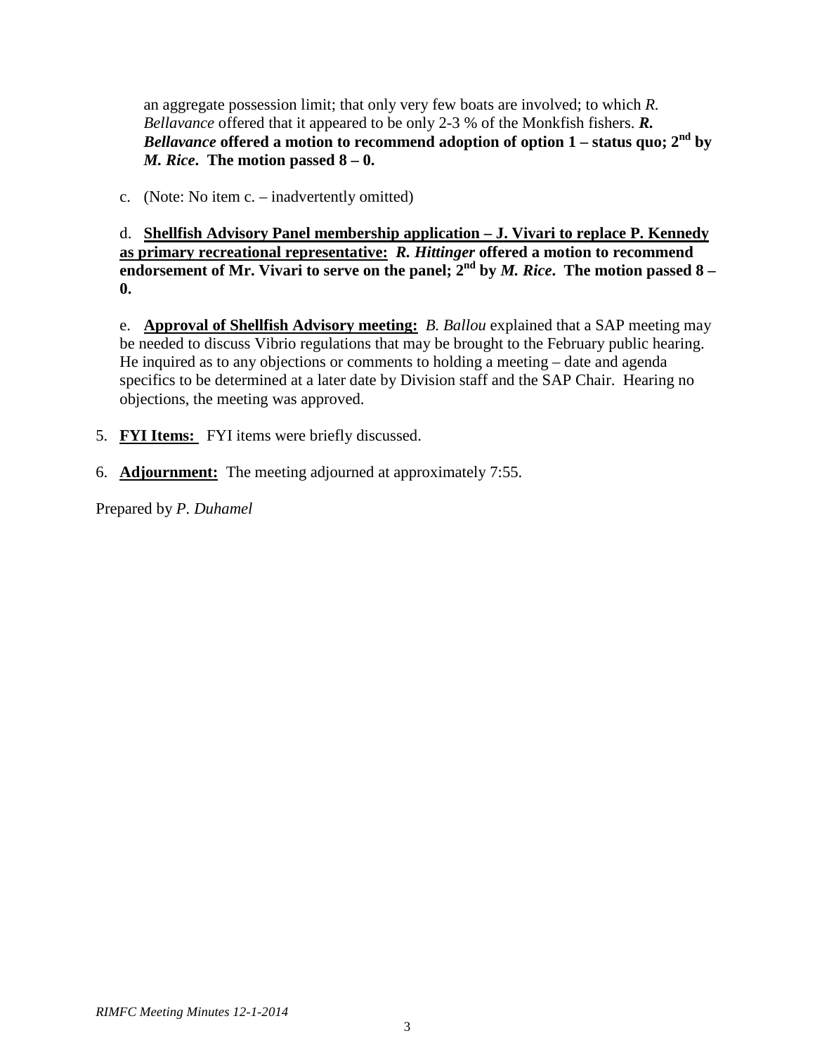an aggregate possession limit; that only very few boats are involved; to which *R. Bellavance* offered that it appeared to be only 2-3 % of the Monkfish fishers. ***R. Bellavance*** **offered a motion to recommend adoption of option 1 – status quo; 2nd by *M. Rice*. The motion passed 8 – 0.**

c. (Note: No item c. – inadvertently omitted)

d. **Shellfish Advisory Panel membership application – J. Vivari to replace P. Kennedy as primary recreational representative: *R. Hittinger* offered a motion to recommend endorsement of Mr. Vivari to serve on the panel; 2nd by *M. Rice*. The motion passed 8 – 0.**

e. **Approval of Shellfish Advisory meeting:** *B. Ballou* explained that a SAP meeting may be needed to discuss Vibrio regulations that may be brought to the February public hearing. He inquired as to any objections or comments to holding a meeting – date and agenda specifics to be determined at a later date by Division staff and the SAP Chair. Hearing no objections, the meeting was approved.

5. **FYI Items:** FYI items were briefly discussed.

6. **Adjournment:** The meeting adjourned at approximately 7:55.

Prepared by *P. Duhamel*